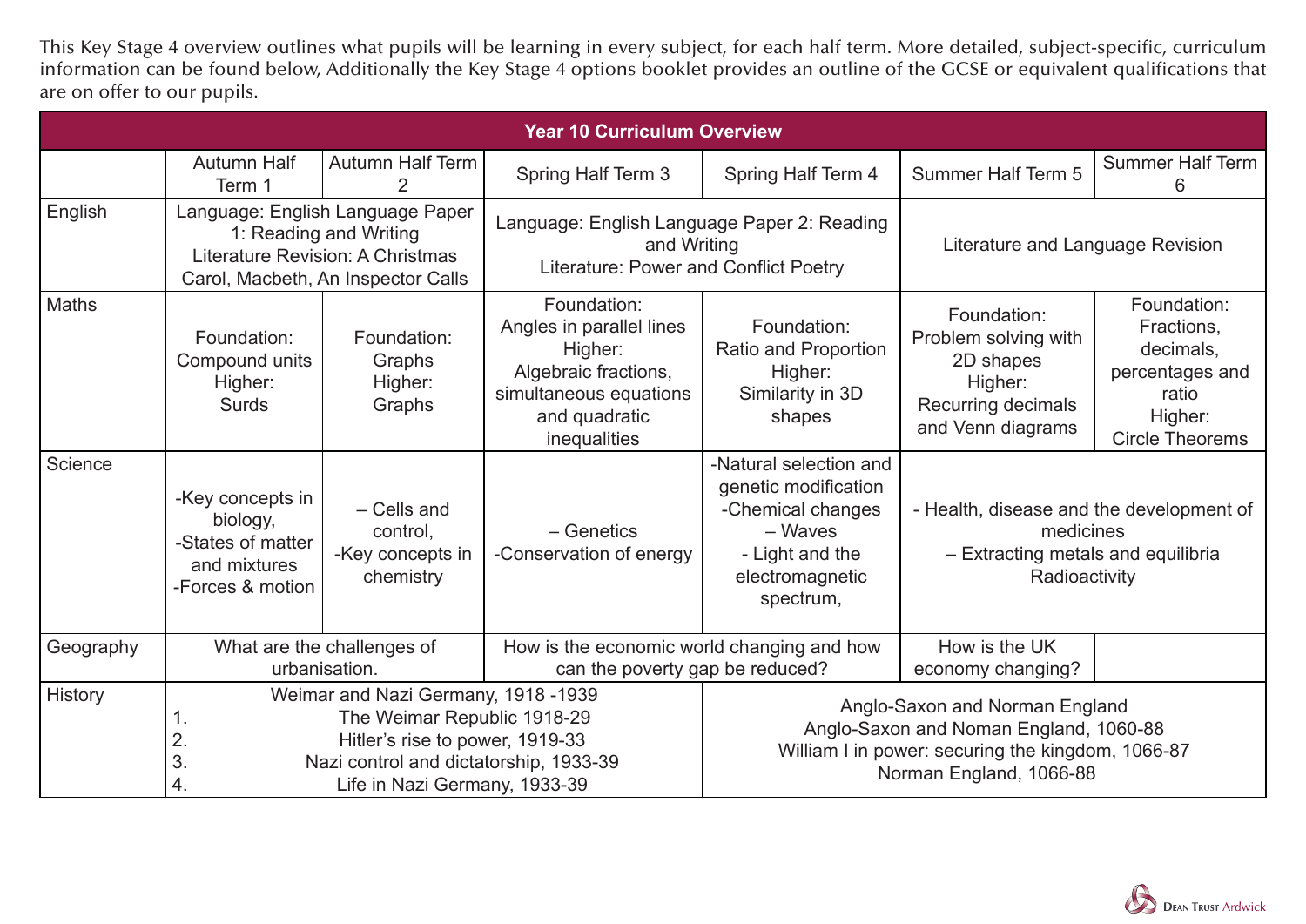This Key Stage 4 overview outlines what pupils will be learning in every subject, for each half term. More detailed, subject-specific, curriculum information can be found below, Additionally the Key Stage 4 options booklet provides an outline of the GCSE or equivalent qualifications that are on offer to our pupils.

| Year 10 Curriculum Overview | | | | | | |
|---|---|---|---|---|---|---|
| | Autumn Half Term 1 | Autumn Half Term 2 | Spring Half Term 3 | Spring Half Term 4 | Summer Half Term 5 | Summer Half Term 6 |
| English | Language: English Language Paper 1: Reading and Writing<br>Literature Revision: A Christmas Carol, Macbeth, An Inspector Calls | | Language: English Language Paper 2: Reading and Writing<br>Literature: Power and Conflict Poetry | | Literature and Language Revision | |
| Maths | Foundation:<br>Compound units<br>Higher:<br>Surds | Foundation:<br>Graphs<br>Higher:<br>Graphs | Foundation:<br>Angles in parallel lines<br>Higher:<br>Algebraic fractions, simultaneous equations and quadratic inequalities | Foundation:<br>Ratio and Proportion<br>Higher:<br>Similarity in 3D shapes | Foundation:<br>Problem solving with 2D shapes<br>Higher:<br>Recurring decimals and Venn diagrams | Foundation:<br>Fractions, decimals, percentages and ratio<br>Higher:<br>Circle Theorems |
| Science | -Key concepts in biology,<br>-States of matter and mixtures<br>-Forces & motion | – Cells and control,<br>-Key concepts in chemistry | – Genetics<br>-Conservation of energy | -Natural selection and genetic modification<br>-Chemical changes<br>– Waves<br>- Light and the electromagnetic spectrum, | - Health, disease and the development of medicines<br>– Extracting metals and equilibria<br>Radioactivity | |
| Geography | What are the challenges of urbanisation. | | How is the economic world changing and how can the poverty gap be reduced? | | How is the UK economy changing? | |
| History | Weimar and Nazi Germany, 1918 -1939<br>1. The Weimar Republic 1918-29<br>2. Hitler's rise to power, 1919-33<br>3. Nazi control and dictatorship, 1933-39<br>4. Life in Nazi Germany, 1933-39 | | | Anglo-Saxon and Norman England<br>Anglo-Saxon and Noman England, 1060-88<br>William I in power: securing the kingdom, 1066-87<br>Norman England, 1066-88 | | |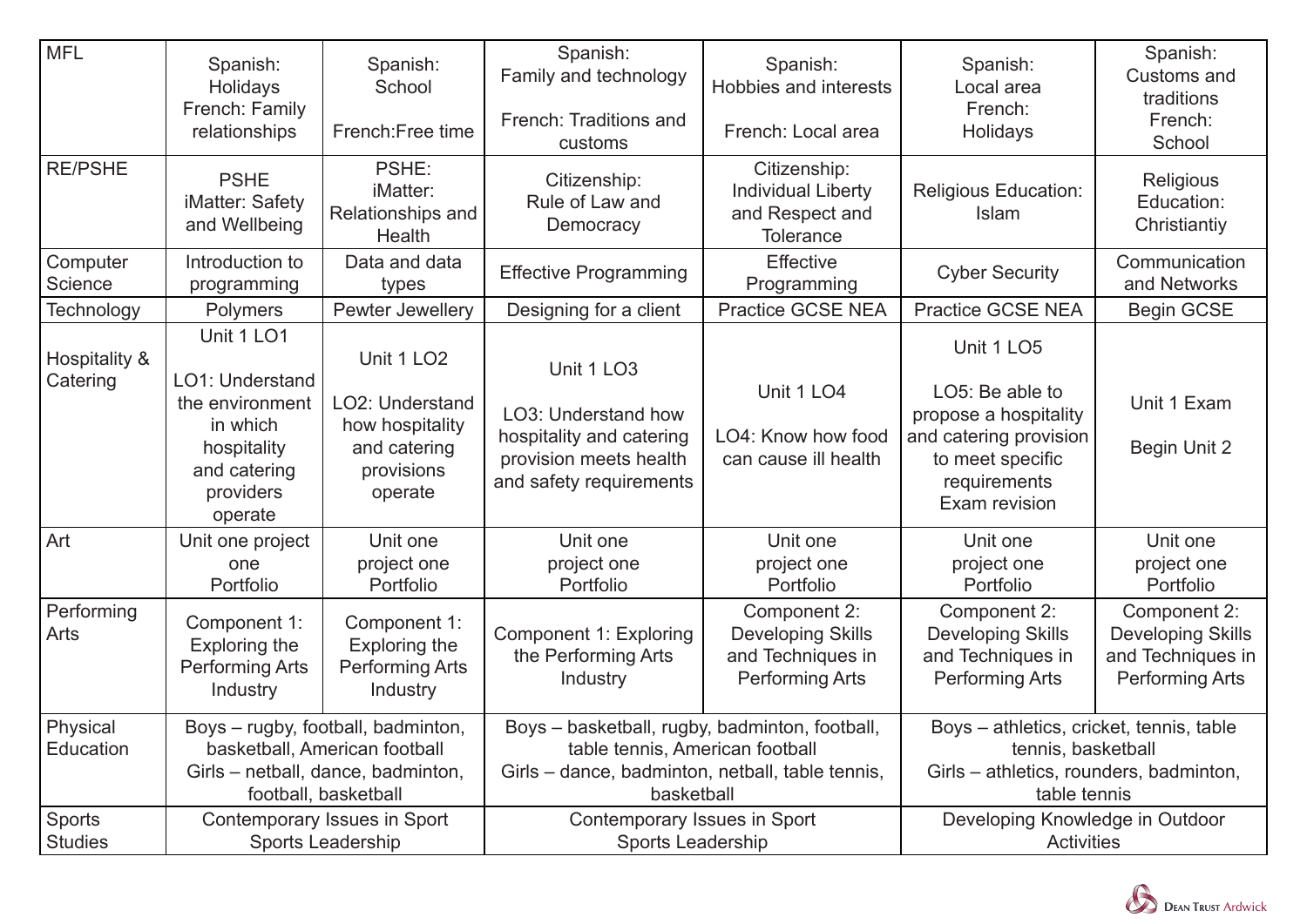| MFL | Spanish: Holidays French: Family relationships | Spanish: School French:Free time | Spanish: Family and technology French: Traditions and customs | Spanish: Hobbies and interests French: Local area | Spanish: Local area French: Holidays | Spanish: Customs and traditions French: School |
|---|---|---|---|---|---|---|
| RE/PSHE | PSHE iMatter: Safety and Wellbeing | PSHE: iMatter: Relationships and Health | Citizenship: Rule of Law and Democracy | Citizenship: Individual Liberty and Respect and Tolerance | Religious Education: Islam | Religious Education: Christiantiy |
| Computer Science | Introduction to programming | Data and data types | Effective Programming | Effective Programming | Cyber Security | Communication and Networks |
| Technology | Polymers | Pewter Jewellery | Designing for a client | Practice GCSE NEA | Practice GCSE NEA | Begin GCSE |
| Hospitality & Catering | Unit 1 LO1 LO1: Understand the environment in which hospitality and catering providers operate | Unit 1 LO2 LO2: Understand how hospitality and catering provisions operate | Unit 1 LO3 LO3: Understand how hospitality and catering provision meets health and safety requirements | Unit 1 LO4 LO4: Know how food can cause ill health | Unit 1 LO5 LO5: Be able to propose a hospitality and catering provision to meet specific requirements Exam revision | Unit 1 Exam Begin Unit 2 |
| Art | Unit one project one Portfolio | Unit one project one Portfolio | Unit one project one Portfolio | Unit one project one Portfolio | Unit one project one Portfolio | Unit one project one Portfolio |
| Performing Arts | Component 1: Exploring the Performing Arts Industry | Component 1: Exploring the Performing Arts Industry | Component 1: Exploring the Performing Arts Industry | Component 2: Developing Skills and Techniques in Performing Arts | Component 2: Developing Skills and Techniques in Performing Arts | Component 2: Developing Skills and Techniques in Performing Arts |
| Physical Education | Boys – rugby, football, badminton, basketball, American football Girls – netball, dance, badminton, football, basketball | | Boys – basketball, rugby, badminton, football, table tennis, American football Girls – dance, badminton, netball, table tennis, basketball | | Boys – athletics, cricket, tennis, table tennis, basketball Girls – athletics, rounders, badminton, table tennis | |
| Sports Studies | Contemporary Issues in Sport Sports Leadership | | Contemporary Issues in Sport Sports Leadership | | Developing Knowledge in Outdoor Activities | |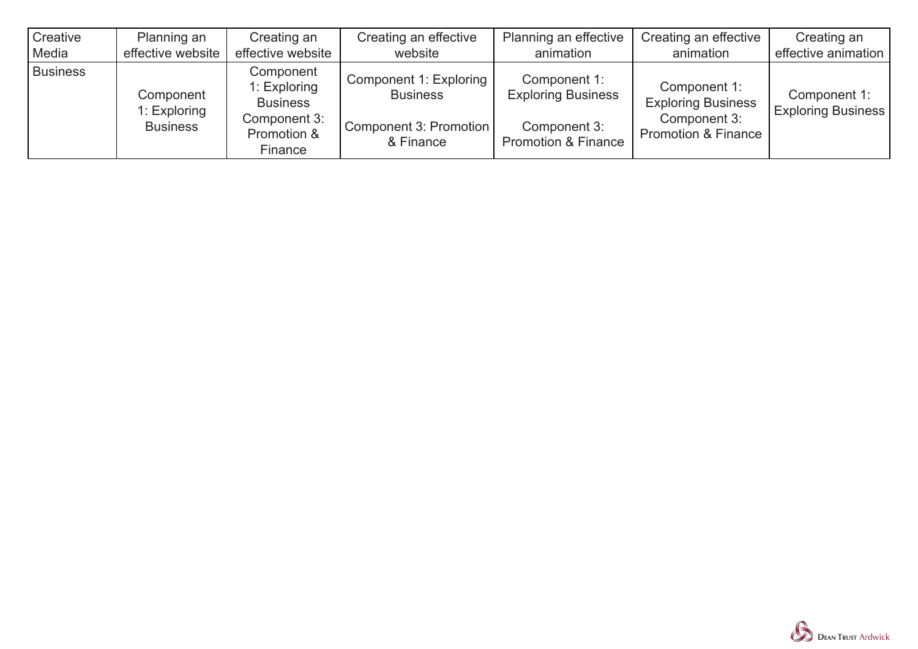| Creative Media | Planning an effective website | Creating an effective website | Creating an effective website | Planning an effective animation | Creating an effective animation | Creating an effective animation |
|---|---|---|---|---|---|---|
| Business | Component 1: Exploring Business | Component 1: Exploring Business Component 3: Promotion & Finance | Component 1: Exploring Business Component 3: Promotion & Finance | Component 1: Exploring Business Component 3: Promotion & Finance | Component 1: Exploring Business Component 3: Promotion & Finance | Component 1: Exploring Business |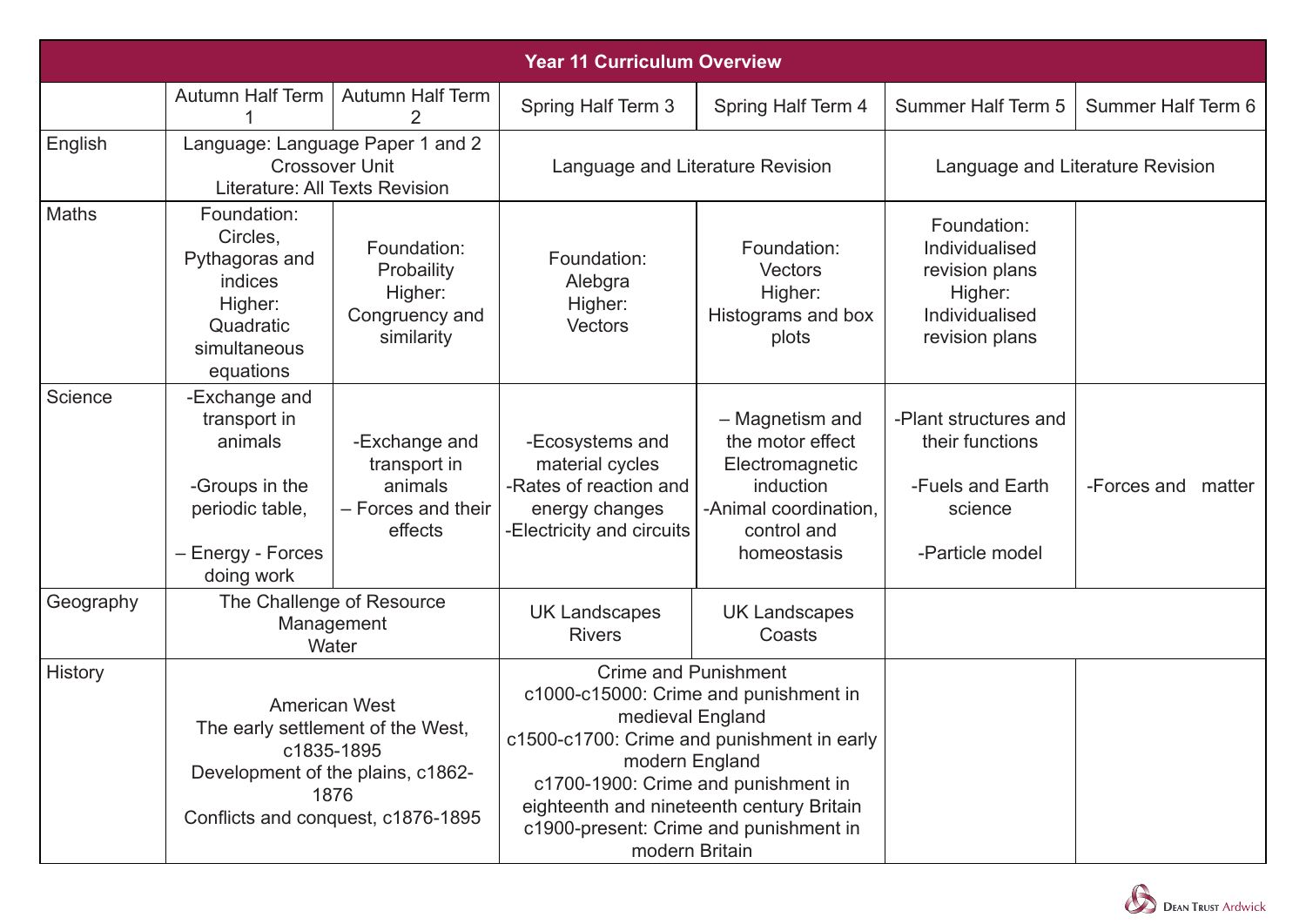| Year 11 Curriculum Overview | | | | | | |
|---|---|---|---|---|---|---|
| | Autumn Half Term 1 | Autumn Half Term 2 | Spring Half Term 3 | Spring Half Term 4 | Summer Half Term 5 | Summer Half Term 6 |
| English | Language: Language Paper 1 and 2 Crossover Unit<br>Literature: All Texts Revision | | Language and Literature Revision | | Language and Literature Revision | |
| Maths | Foundation: Circles, Pythagoras and indices<br>Higher: Quadratic simultaneous equations | Foundation: Probaility<br>Higher: Congruency and similarity | Foundation: Alebgra<br>Higher: Vectors | Foundation: Vectors<br>Higher: Histograms and box plots | Foundation: Individualised revision plans<br>Higher: Individualised revision plans | |
| Science | -Exchange and transport in animals<br>-Groups in the periodic table,<br>– Energy - Forces doing work | -Exchange and transport in animals<br>– Forces and their effects | -Ecosystems and material cycles<br>-Rates of reaction and energy changes<br>-Electricity and circuits | – Magnetism and the motor effect Electromagnetic induction<br>-Animal coordination, control and homeostasis | -Plant structures and their functions<br>-Fuels and Earth science<br>-Particle model | -Forces and matter |
| Geography | The Challenge of Resource Management<br>Water | | UK Landscapes Rivers | UK Landscapes Coasts | | |
| History | American West<br>The early settlement of the West, c1835-1895<br>Development of the plains, c1862-1876<br>Conflicts and conquest, c1876-1895 | | Crime and Punishment<br>c1000-c15000: Crime and punishment in medieval England<br>c1500-c1700: Crime and punishment in early modern England<br>c1700-1900: Crime and punishment in eighteenth and nineteenth century Britain<br>c1900-present: Crime and punishment in modern Britain | | | |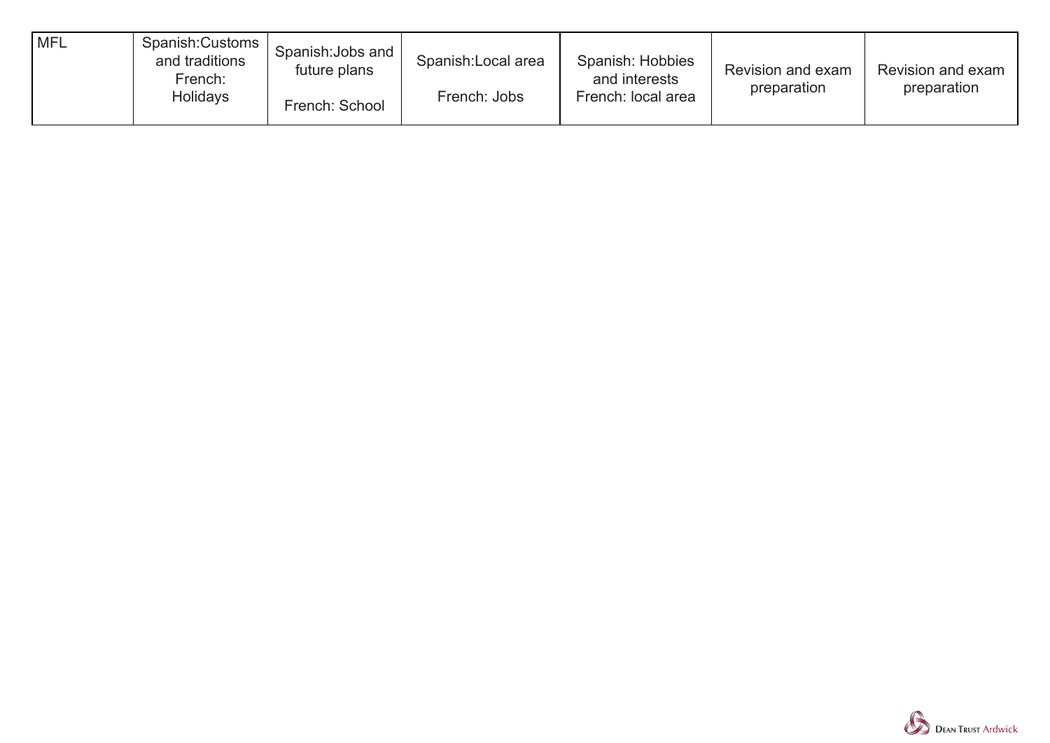| | | | | | | |
|---|---|---|---|---|---|---|
| MFL | Spanish:Customs and traditions French: Holidays | Spanish:Jobs and future plans French: School | Spanish:Local area French: Jobs | Spanish: Hobbies and interests French: local area | Revision and exam preparation | Revision and exam preparation |